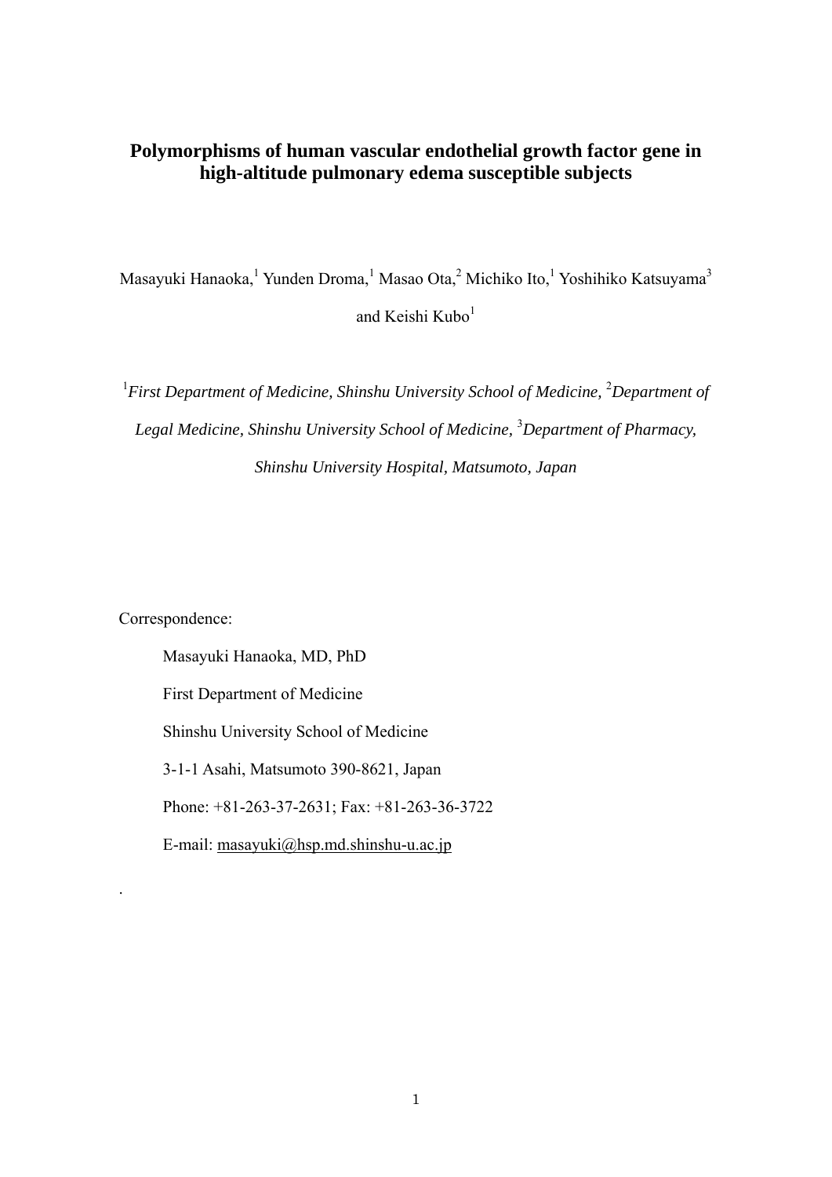# Polymorphisms of human vascular endothelial growth factor gene in high-altitude pulmonary edema susceptible subjects

Masayuki Hanaoka,[1] Yunden Droma,[1] Masao Ota,[2] Michiko Ito,[1] Yoshihiko Katsuyama[3] and Keishi Kubo[1]

[1]*First Department of Medicine, Shinshu University School of Medicine,* [2]*Department of Legal Medicine, Shinshu University School of Medicine,* [3]*Department of Pharmacy, Shinshu University Hospital, Matsumoto, Japan*

Correspondence:

Masayuki Hanaoka, MD, PhD

First Department of Medicine

Shinshu University School of Medicine

3-1-1 Asahi, Matsumoto 390-8621, Japan

Phone: +81-263-37-2631; Fax: +81-263-36-3722

E-mail: masayuki@hsp.md.shinshu-u.ac.jp

.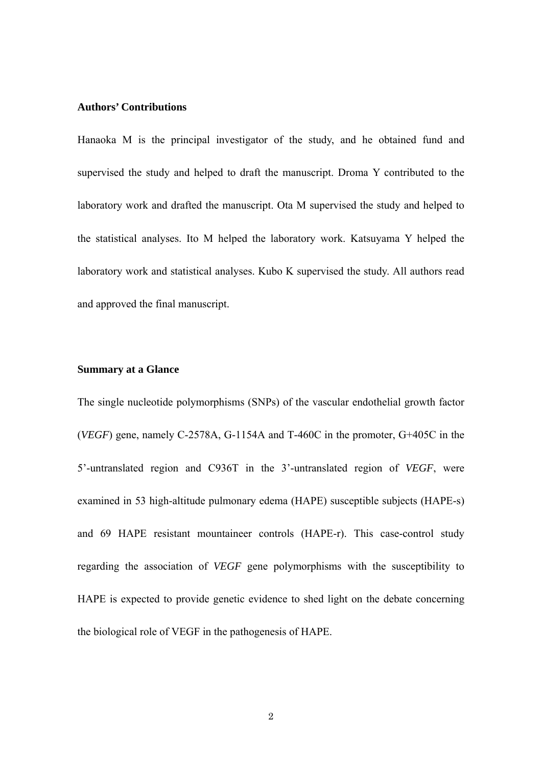### Authors' Contributions

Hanaoka M is the principal investigator of the study, and he obtained fund and supervised the study and helped to draft the manuscript. Droma Y contributed to the laboratory work and drafted the manuscript. Ota M supervised the study and helped to the statistical analyses. Ito M helped the laboratory work. Katsuyama Y helped the laboratory work and statistical analyses. Kubo K supervised the study. All authors read and approved the final manuscript.

### Summary at a Glance

The single nucleotide polymorphisms (SNPs) of the vascular endothelial growth factor (*VEGF*) gene, namely C-2578A, G-1154A and T-460C in the promoter, G+405C in the 5'-untranslated region and C936T in the 3'-untranslated region of *VEGF*, were examined in 53 high-altitude pulmonary edema (HAPE) susceptible subjects (HAPE-s) and 69 HAPE resistant mountaineer controls (HAPE-r). This case-control study regarding the association of *VEGF* gene polymorphisms with the susceptibility to HAPE is expected to provide genetic evidence to shed light on the debate concerning the biological role of VEGF in the pathogenesis of HAPE.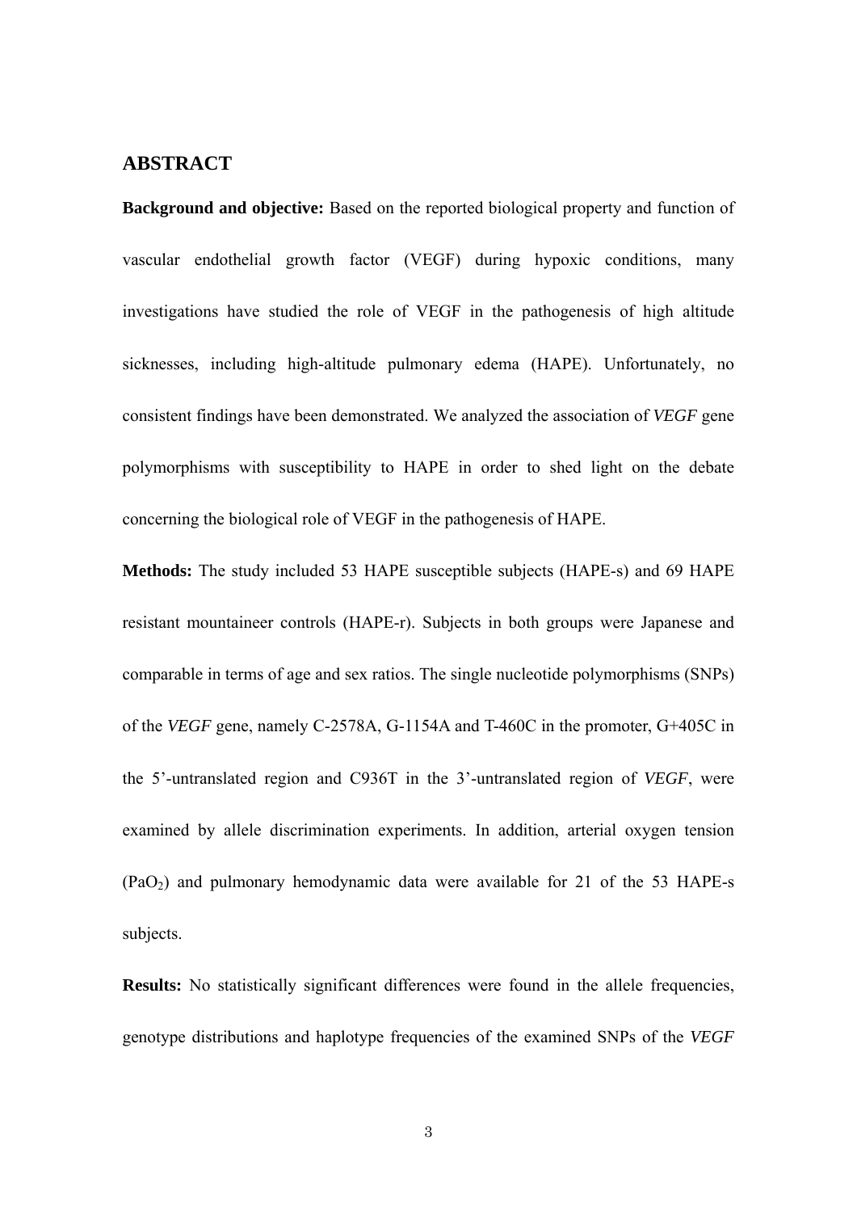## ABSTRACT

**Background and objective:** Based on the reported biological property and function of vascular endothelial growth factor (VEGF) during hypoxic conditions, many investigations have studied the role of VEGF in the pathogenesis of high altitude sicknesses, including high-altitude pulmonary edema (HAPE). Unfortunately, no consistent findings have been demonstrated. We analyzed the association of *VEGF* gene polymorphisms with susceptibility to HAPE in order to shed light on the debate concerning the biological role of VEGF in the pathogenesis of HAPE.

**Methods:** The study included 53 HAPE susceptible subjects (HAPE-s) and 69 HAPE resistant mountaineer controls (HAPE-r). Subjects in both groups were Japanese and comparable in terms of age and sex ratios. The single nucleotide polymorphisms (SNPs) of the *VEGF* gene, namely C-2578A, G-1154A and T-460C in the promoter, G+405C in the 5'-untranslated region and C936T in the 3'-untranslated region of *VEGF*, were examined by allele discrimination experiments. In addition, arterial oxygen tension ($PaO_2$) and pulmonary hemodynamic data were available for 21 of the 53 HAPE-s subjects.

**Results:** No statistically significant differences were found in the allele frequencies, genotype distributions and haplotype frequencies of the examined SNPs of the *VEGF*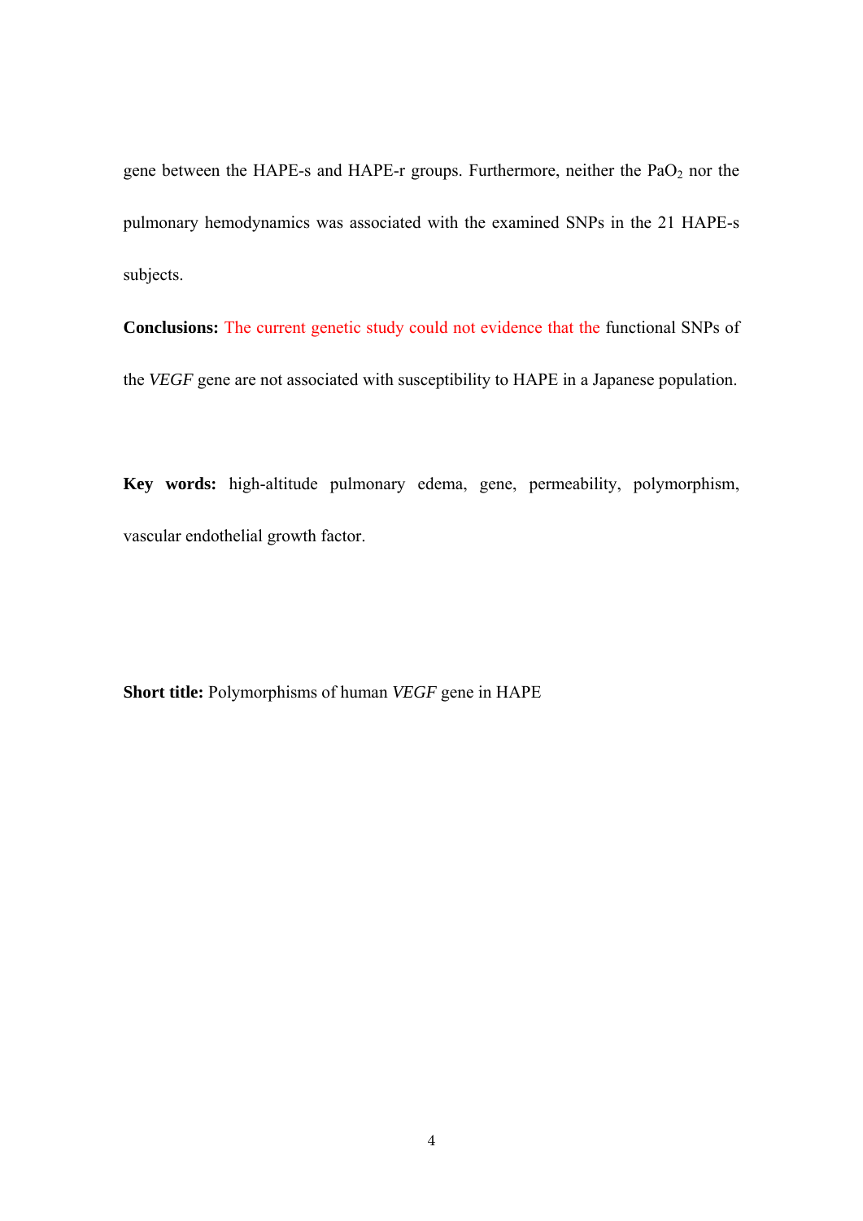gene between the HAPE-s and HAPE-r groups. Furthermore, neither the $PaO_2$ nor the pulmonary hemodynamics was associated with the examined SNPs in the 21 HAPE-s subjects.

**Conclusions:** The current genetic study could not evidence that the functional SNPs of the *VEGF* gene are not associated with susceptibility to HAPE in a Japanese population.

**Key words:** high-altitude pulmonary edema, gene, permeability, polymorphism, vascular endothelial growth factor.

**Short title:** Polymorphisms of human *VEGF* gene in HAPE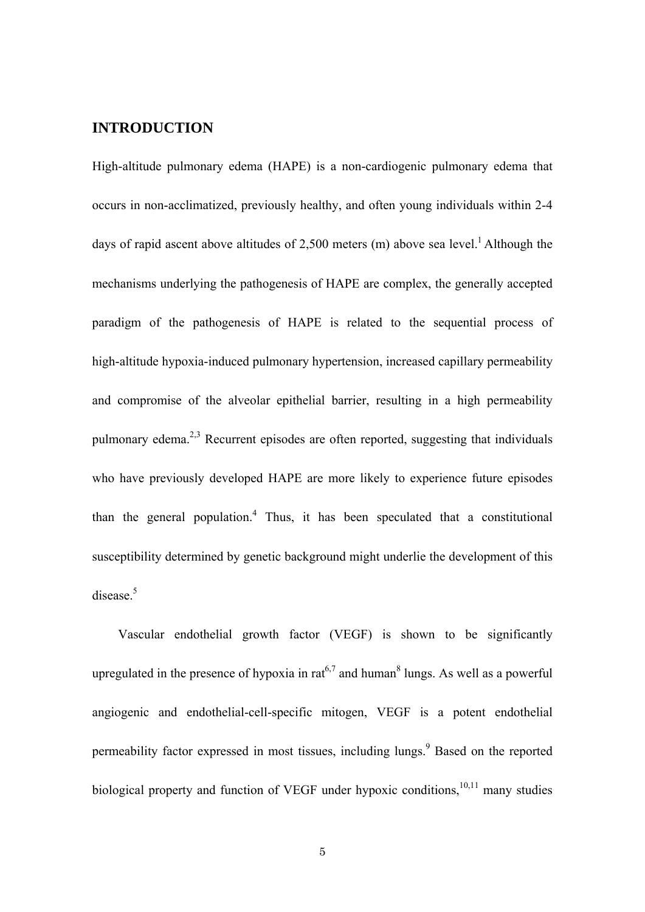## INTRODUCTION

High-altitude pulmonary edema (HAPE) is a non-cardiogenic pulmonary edema that occurs in non-acclimatized, previously healthy, and often young individuals within 2-4 days of rapid ascent above altitudes of 2,500 meters (m) above sea level.[1] Although the mechanisms underlying the pathogenesis of HAPE are complex, the generally accepted paradigm of the pathogenesis of HAPE is related to the sequential process of high-altitude hypoxia-induced pulmonary hypertension, increased capillary permeability and compromise of the alveolar epithelial barrier, resulting in a high permeability pulmonary edema.[2,3] Recurrent episodes are often reported, suggesting that individuals who have previously developed HAPE are more likely to experience future episodes than the general population.[4] Thus, it has been speculated that a constitutional susceptibility determined by genetic background might underlie the development of this disease.[5]

Vascular endothelial growth factor (VEGF) is shown to be significantly upregulated in the presence of hypoxia in rat[6,7] and human[8] lungs. As well as a powerful angiogenic and endothelial-cell-specific mitogen, VEGF is a potent endothelial permeability factor expressed in most tissues, including lungs.[9] Based on the reported biological property and function of VEGF under hypoxic conditions,[10,11] many studies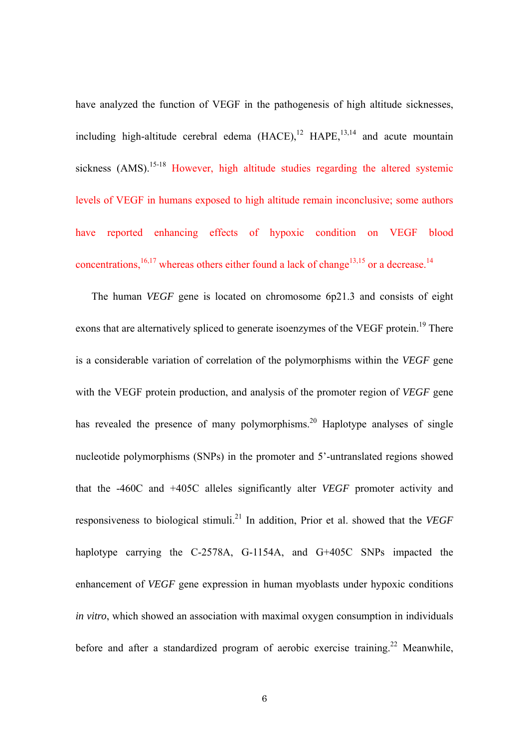have analyzed the function of VEGF in the pathogenesis of high altitude sicknesses, including high-altitude cerebral edema (HACE),[12] HAPE,[13,14] and acute mountain sickness (AMS).[15-18] However, high altitude studies regarding the altered systemic levels of VEGF in humans exposed to high altitude remain inconclusive; some authors have reported enhancing effects of hypoxic condition on VEGF blood concentrations,[16,17] whereas others either found a lack of change[13,15] or a decrease.[14]

The human *VEGF* gene is located on chromosome 6p21.3 and consists of eight exons that are alternatively spliced to generate isoenzymes of the VEGF protein.[19] There is a considerable variation of correlation of the polymorphisms within the *VEGF* gene with the VEGF protein production, and analysis of the promoter region of *VEGF* gene has revealed the presence of many polymorphisms.[20] Haplotype analyses of single nucleotide polymorphisms (SNPs) in the promoter and 5'-untranslated regions showed that the -460C and +405C alleles significantly alter *VEGF* promoter activity and responsiveness to biological stimuli.[21] In addition, Prior et al. showed that the *VEGF* haplotype carrying the C-2578A, G-1154A, and G+405C SNPs impacted the enhancement of *VEGF* gene expression in human myoblasts under hypoxic conditions *in vitro*, which showed an association with maximal oxygen consumption in individuals before and after a standardized program of aerobic exercise training.[22] Meanwhile,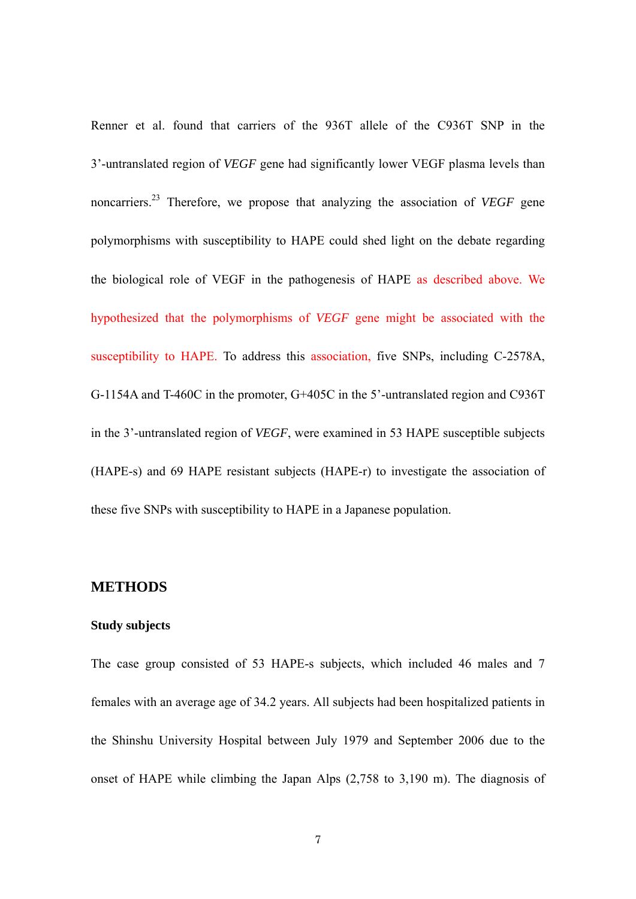Renner et al. found that carriers of the 936T allele of the C936T SNP in the 3'-untranslated region of *VEGF* gene had significantly lower VEGF plasma levels than noncarriers.[23] Therefore, we propose that analyzing the association of *VEGF* gene polymorphisms with susceptibility to HAPE could shed light on the debate regarding the biological role of VEGF in the pathogenesis of HAPE as described above. We hypothesized that the polymorphisms of *VEGF* gene might be associated with the susceptibility to HAPE. To address this association, five SNPs, including C-2578A, G-1154A and T-460C in the promoter, G+405C in the 5'-untranslated region and C936T in the 3'-untranslated region of *VEGF*, were examined in 53 HAPE susceptible subjects (HAPE-s) and 69 HAPE resistant subjects (HAPE-r) to investigate the association of these five SNPs with susceptibility to HAPE in a Japanese population.

## METHODS

### Study subjects

The case group consisted of 53 HAPE-s subjects, which included 46 males and 7 females with an average age of 34.2 years. All subjects had been hospitalized patients in the Shinshu University Hospital between July 1979 and September 2006 due to the onset of HAPE while climbing the Japan Alps (2,758 to 3,190 m). The diagnosis of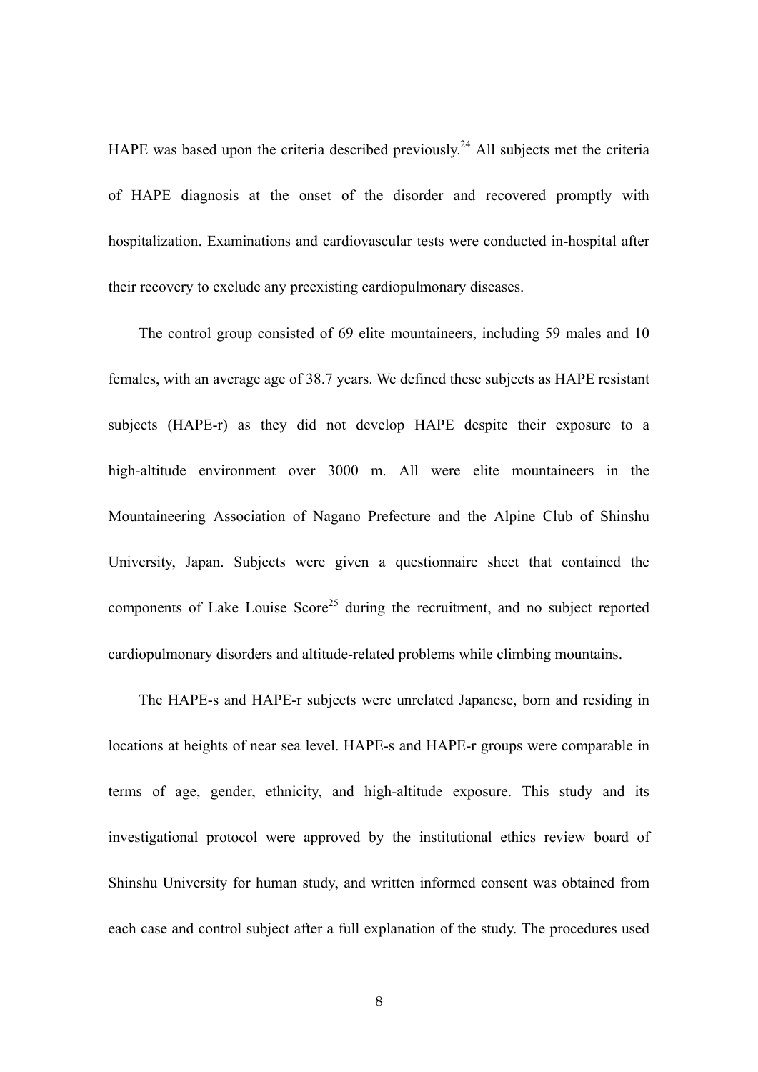HAPE was based upon the criteria described previously.[24] All subjects met the criteria of HAPE diagnosis at the onset of the disorder and recovered promptly with hospitalization. Examinations and cardiovascular tests were conducted in-hospital after their recovery to exclude any preexisting cardiopulmonary diseases.

The control group consisted of 69 elite mountaineers, including 59 males and 10 females, with an average age of 38.7 years. We defined these subjects as HAPE resistant subjects (HAPE-r) as they did not develop HAPE despite their exposure to a high-altitude environment over 3000 m. All were elite mountaineers in the Mountaineering Association of Nagano Prefecture and the Alpine Club of Shinshu University, Japan. Subjects were given a questionnaire sheet that contained the components of Lake Louise Score[25] during the recruitment, and no subject reported cardiopulmonary disorders and altitude-related problems while climbing mountains.

The HAPE-s and HAPE-r subjects were unrelated Japanese, born and residing in locations at heights of near sea level. HAPE-s and HAPE-r groups were comparable in terms of age, gender, ethnicity, and high-altitude exposure. This study and its investigational protocol were approved by the institutional ethics review board of Shinshu University for human study, and written informed consent was obtained from each case and control subject after a full explanation of the study. The procedures used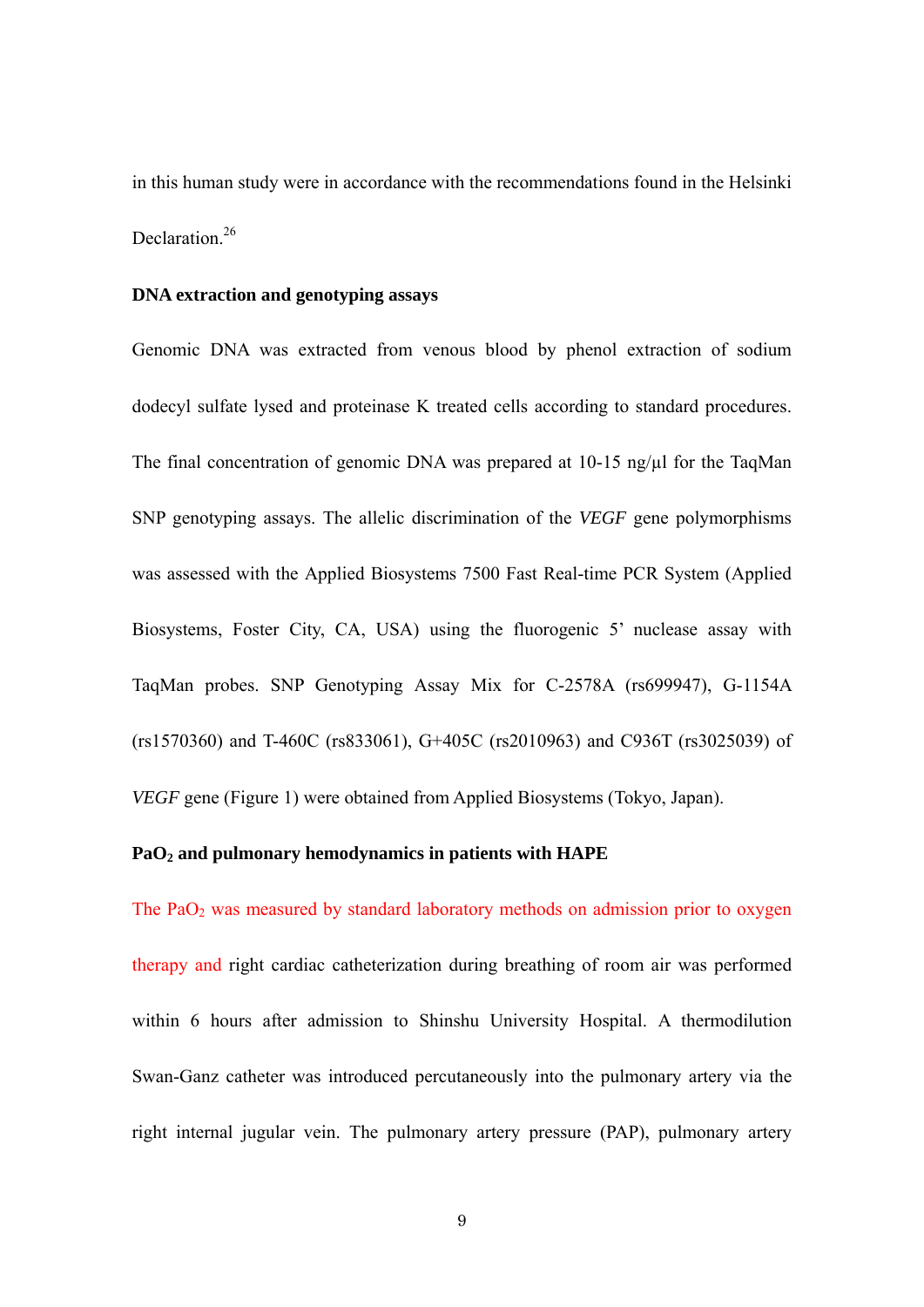in this human study were in accordance with the recommendations found in the Helsinki Declaration.[26]

### DNA extraction and genotyping assays

Genomic DNA was extracted from venous blood by phenol extraction of sodium dodecyl sulfate lysed and proteinase K treated cells according to standard procedures. The final concentration of genomic DNA was prepared at 10-15 ng/μl for the TaqMan SNP genotyping assays. The allelic discrimination of the *VEGF* gene polymorphisms was assessed with the Applied Biosystems 7500 Fast Real-time PCR System (Applied Biosystems, Foster City, CA, USA) using the fluorogenic 5' nuclease assay with TaqMan probes. SNP Genotyping Assay Mix for C-2578A (rs699947), G-1154A (rs1570360) and T-460C (rs833061), G+405C (rs2010963) and C936T (rs3025039) of *VEGF* gene (Figure 1) were obtained from Applied Biosystems (Tokyo, Japan).

### $PaO_2$ and pulmonary hemodynamics in patients with HAPE

The $PaO_2$ was measured by standard laboratory methods on admission prior to oxygen therapy and right cardiac catheterization during breathing of room air was performed within 6 hours after admission to Shinshu University Hospital. A thermodilution Swan-Ganz catheter was introduced percutaneously into the pulmonary artery via the right internal jugular vein. The pulmonary artery pressure (PAP), pulmonary artery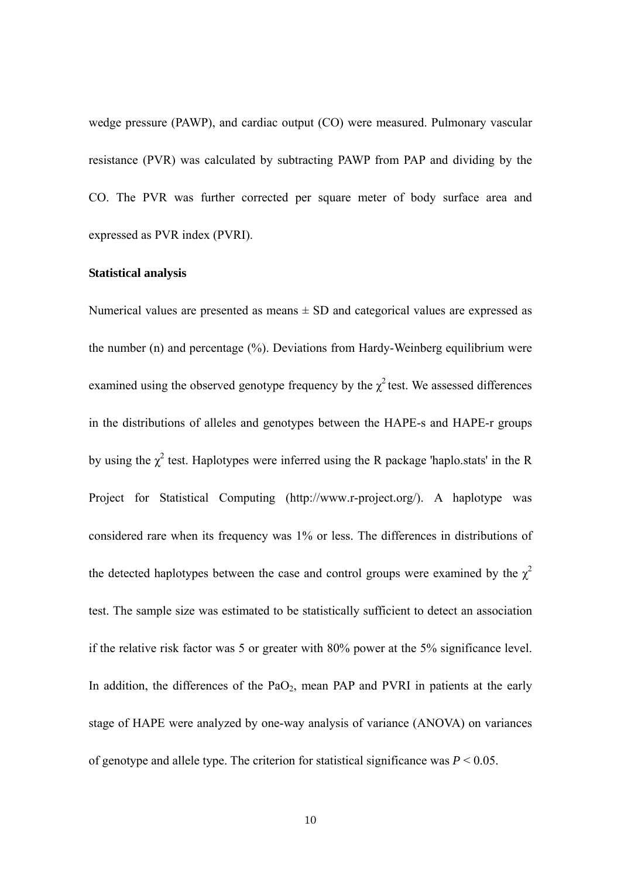wedge pressure (PAWP), and cardiac output (CO) were measured. Pulmonary vascular resistance (PVR) was calculated by subtracting PAWP from PAP and dividing by the CO. The PVR was further corrected per square meter of body surface area and expressed as PVR index (PVRI).

**Statistical analysis**

Numerical values are presented as means ± SD and categorical values are expressed as the number (n) and percentage (%). Deviations from Hardy-Weinberg equilibrium were examined using the observed genotype frequency by the $\chi^2$ test. We assessed differences in the distributions of alleles and genotypes between the HAPE-s and HAPE-r groups by using the $\chi^2$ test. Haplotypes were inferred using the R package 'haplo.stats' in the R Project for Statistical Computing (http://www.r-project.org/). A haplotype was considered rare when its frequency was 1% or less. The differences in distributions of the detected haplotypes between the case and control groups were examined by the $\chi^2$ test. The sample size was estimated to be statistically sufficient to detect an association if the relative risk factor was 5 or greater with 80% power at the 5% significance level. In addition, the differences of the $PaO_2$, mean PAP and PVRI in patients at the early stage of HAPE were analyzed by one-way analysis of variance (ANOVA) on variances of genotype and allele type. The criterion for statistical significance was $P < 0.05$.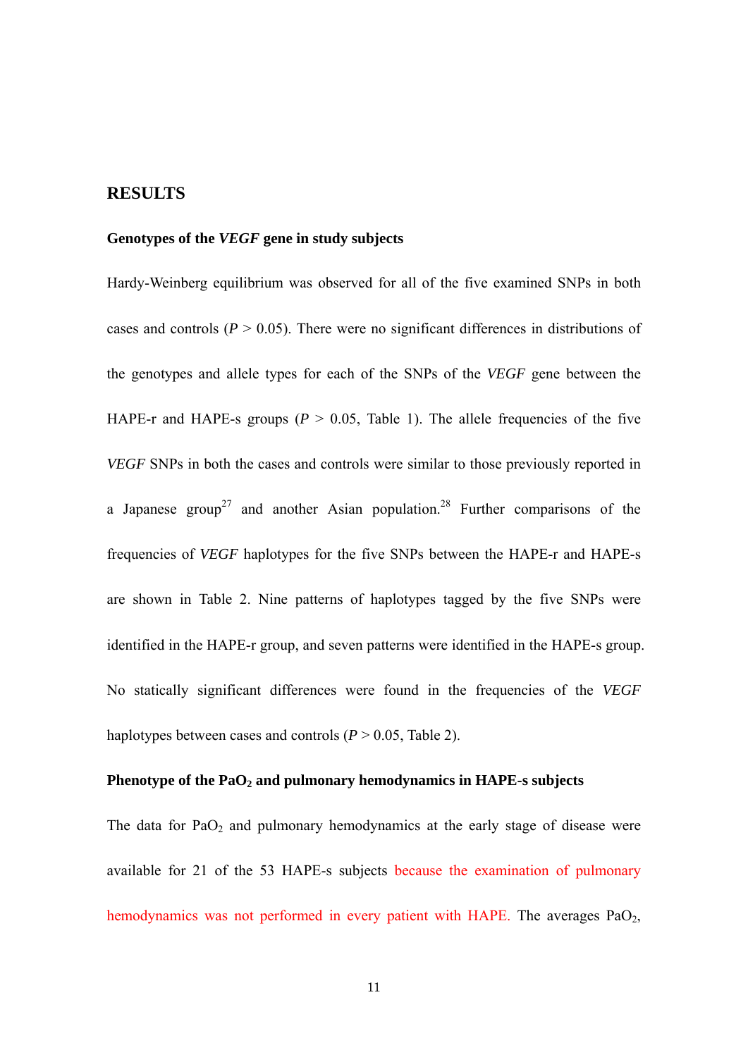# RESULTS

### Genotypes of the *VEGF* gene in study subjects

Hardy-Weinberg equilibrium was observed for all of the five examined SNPs in both cases and controls ($P > 0.05$). There were no significant differences in distributions of the genotypes and allele types for each of the SNPs of the *VEGF* gene between the HAPE-r and HAPE-s groups ($P > 0.05$, Table 1). The allele frequencies of the five *VEGF* SNPs in both the cases and controls were similar to those previously reported in a Japanese group[27] and another Asian population.[28] Further comparisons of the frequencies of *VEGF* haplotypes for the five SNPs between the HAPE-r and HAPE-s are shown in Table 2. Nine patterns of haplotypes tagged by the five SNPs were identified in the HAPE-r group, and seven patterns were identified in the HAPE-s group. No statically significant differences were found in the frequencies of the *VEGF* haplotypes between cases and controls ($P > 0.05$, Table 2).

### Phenotype of the $PaO_2$ and pulmonary hemodynamics in HAPE-s subjects

The data for $PaO_2$ and pulmonary hemodynamics at the early stage of disease were available for 21 of the 53 HAPE-s subjects because the examination of pulmonary hemodynamics was not performed in every patient with HAPE. The averages $PaO_2$,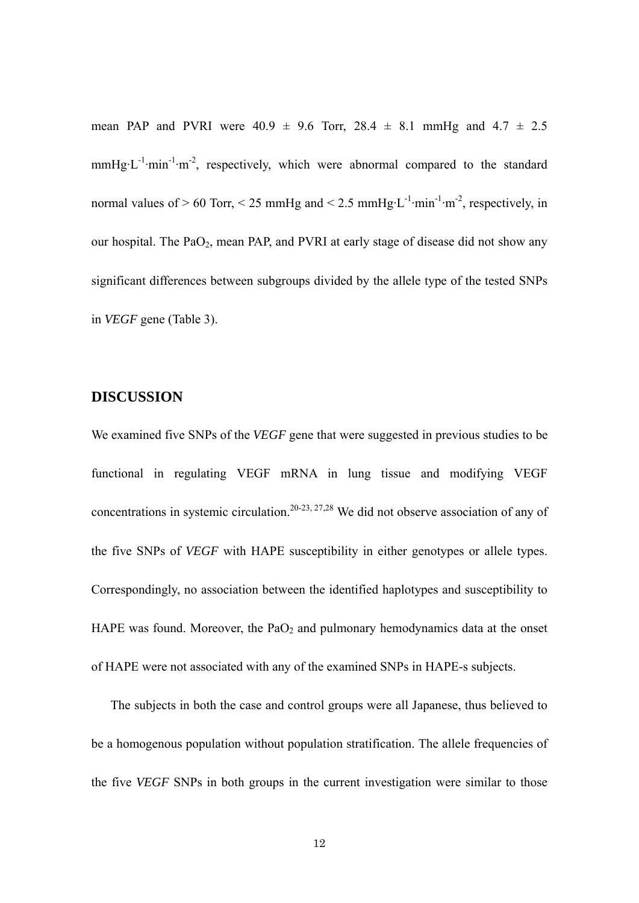mean PAP and PVRI were 40.9 ± 9.6 Torr, 28.4 ± 8.1 mmHg and 4.7 ± 2.5 $mmHg \cdot L^{-1} \cdot min^{-1} \cdot m^{-2}$, respectively, which were abnormal compared to the standard normal values of > 60 Torr, < 25 mmHg and < 2.5 $mmHg \cdot L^{-1} \cdot min^{-1} \cdot m^{-2}$, respectively, in our hospital. The $PaO_2$, mean PAP, and PVRI at early stage of disease did not show any significant differences between subgroups divided by the allele type of the tested SNPs in *VEGF* gene (Table 3).

## DISCUSSION

We examined five SNPs of the *VEGF* gene that were suggested in previous studies to be functional in regulating VEGF mRNA in lung tissue and modifying VEGF concentrations in systemic circulation.[20-23, 27,28] We did not observe association of any of the five SNPs of *VEGF* with HAPE susceptibility in either genotypes or allele types. Correspondingly, no association between the identified haplotypes and susceptibility to HAPE was found. Moreover, the $PaO_2$ and pulmonary hemodynamics data at the onset of HAPE were not associated with any of the examined SNPs in HAPE-s subjects.

The subjects in both the case and control groups were all Japanese, thus believed to be a homogenous population without population stratification. The allele frequencies of the five *VEGF* SNPs in both groups in the current investigation were similar to those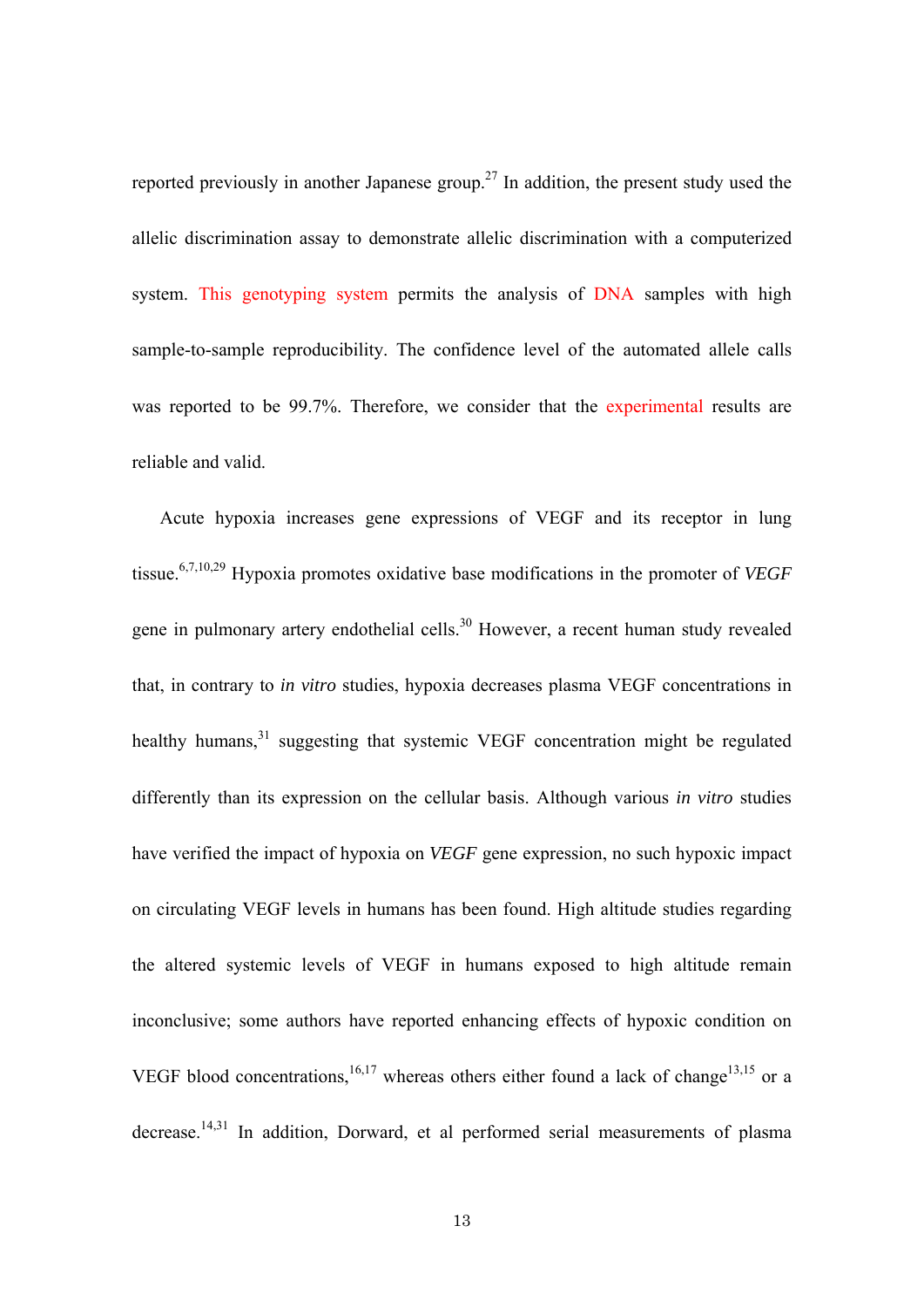reported previously in another Japanese group.[27] In addition, the present study used the allelic discrimination assay to demonstrate allelic discrimination with a computerized system. This genotyping system permits the analysis of DNA samples with high sample-to-sample reproducibility. The confidence level of the automated allele calls was reported to be 99.7%. Therefore, we consider that the experimental results are reliable and valid.

Acute hypoxia increases gene expressions of VEGF and its receptor in lung tissue.[6,7,10,29] Hypoxia promotes oxidative base modifications in the promoter of *VEGF* gene in pulmonary artery endothelial cells.[30] However, a recent human study revealed that, in contrary to *in vitro* studies, hypoxia decreases plasma VEGF concentrations in healthy humans,[31] suggesting that systemic VEGF concentration might be regulated differently than its expression on the cellular basis. Although various *in vitro* studies have verified the impact of hypoxia on *VEGF* gene expression, no such hypoxic impact on circulating VEGF levels in humans has been found. High altitude studies regarding the altered systemic levels of VEGF in humans exposed to high altitude remain inconclusive; some authors have reported enhancing effects of hypoxic condition on VEGF blood concentrations,[16,17] whereas others either found a lack of change[13,15] or a decrease.[14,31] In addition, Dorward, et al performed serial measurements of plasma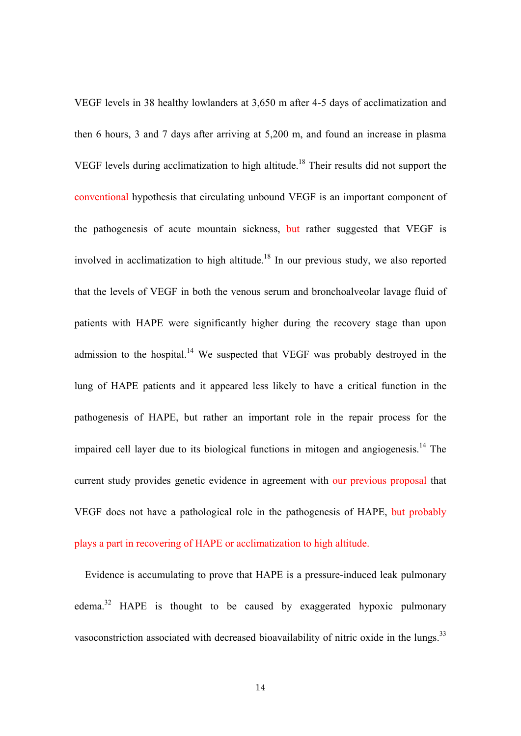VEGF levels in 38 healthy lowlanders at 3,650 m after 4-5 days of acclimatization and then 6 hours, 3 and 7 days after arriving at 5,200 m, and found an increase in plasma VEGF levels during acclimatization to high altitude.[18] Their results did not support the conventional hypothesis that circulating unbound VEGF is an important component of the pathogenesis of acute mountain sickness, but rather suggested that VEGF is involved in acclimatization to high altitude.[18] In our previous study, we also reported that the levels of VEGF in both the venous serum and bronchoalveolar lavage fluid of patients with HAPE were significantly higher during the recovery stage than upon admission to the hospital.[14] We suspected that VEGF was probably destroyed in the lung of HAPE patients and it appeared less likely to have a critical function in the pathogenesis of HAPE, but rather an important role in the repair process for the impaired cell layer due to its biological functions in mitogen and angiogenesis.[14] The current study provides genetic evidence in agreement with our previous proposal that VEGF does not have a pathological role in the pathogenesis of HAPE, but probably plays a part in recovering of HAPE or acclimatization to high altitude.

Evidence is accumulating to prove that HAPE is a pressure-induced leak pulmonary edema.[32] HAPE is thought to be caused by exaggerated hypoxic pulmonary vasoconstriction associated with decreased bioavailability of nitric oxide in the lungs.[33]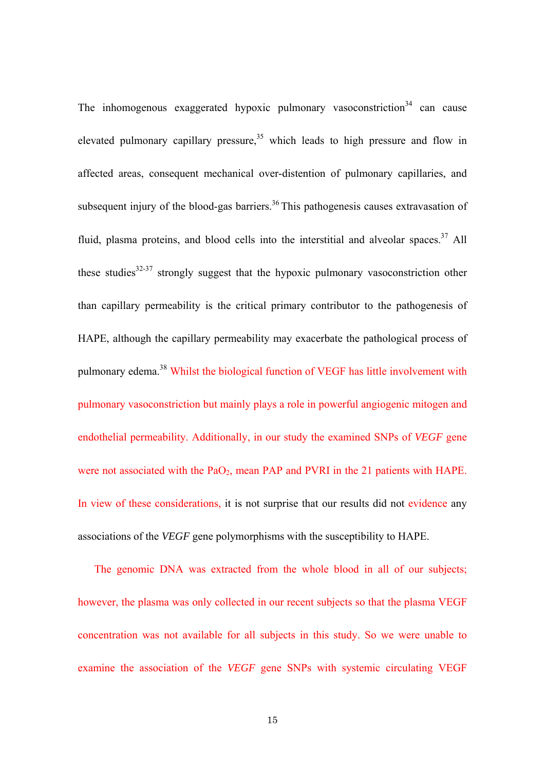The inhomogenous exaggerated hypoxic pulmonary vasoconstriction[34] can cause elevated pulmonary capillary pressure,[35] which leads to high pressure and flow in affected areas, consequent mechanical over-distention of pulmonary capillaries, and subsequent injury of the blood-gas barriers.[36] This pathogenesis causes extravasation of fluid, plasma proteins, and blood cells into the interstitial and alveolar spaces.[37] All these studies[32-37] strongly suggest that the hypoxic pulmonary vasoconstriction other than capillary permeability is the critical primary contributor to the pathogenesis of HAPE, although the capillary permeability may exacerbate the pathological process of pulmonary edema.[38] Whilst the biological function of VEGF has little involvement with pulmonary vasoconstriction but mainly plays a role in powerful angiogenic mitogen and endothelial permeability. Additionally, in our study the examined SNPs of *VEGF* gene were not associated with the $PaO_2$, mean PAP and PVRI in the 21 patients with HAPE. In view of these considerations, it is not surprise that our results did not evidence any associations of the *VEGF* gene polymorphisms with the susceptibility to HAPE.

The genomic DNA was extracted from the whole blood in all of our subjects; however, the plasma was only collected in our recent subjects so that the plasma VEGF concentration was not available for all subjects in this study. So we were unable to examine the association of the *VEGF* gene SNPs with systemic circulating VEGF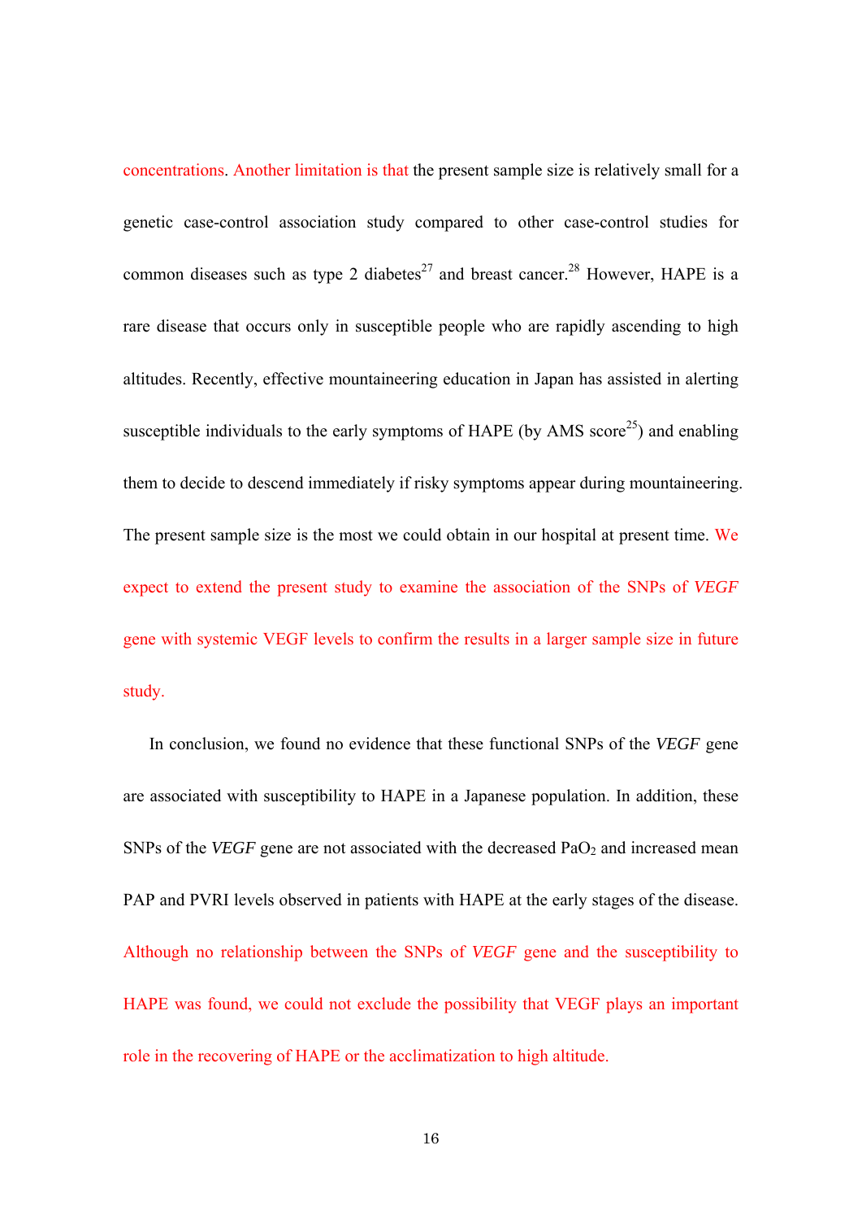concentrations. Another limitation is that the present sample size is relatively small for a genetic case-control association study compared to other case-control studies for common diseases such as type 2 diabetes[27] and breast cancer.[28] However, HAPE is a rare disease that occurs only in susceptible people who are rapidly ascending to high altitudes. Recently, effective mountaineering education in Japan has assisted in alerting susceptible individuals to the early symptoms of HAPE (by AMS score[25]) and enabling them to decide to descend immediately if risky symptoms appear during mountaineering. The present sample size is the most we could obtain in our hospital at present time. We expect to extend the present study to examine the association of the SNPs of *VEGF* gene with systemic VEGF levels to confirm the results in a larger sample size in future study.

In conclusion, we found no evidence that these functional SNPs of the *VEGF* gene are associated with susceptibility to HAPE in a Japanese population. In addition, these SNPs of the *VEGF* gene are not associated with the decreased $PaO_2$ and increased mean PAP and PVRI levels observed in patients with HAPE at the early stages of the disease. Although no relationship between the SNPs of *VEGF* gene and the susceptibility to HAPE was found, we could not exclude the possibility that VEGF plays an important role in the recovering of HAPE or the acclimatization to high altitude.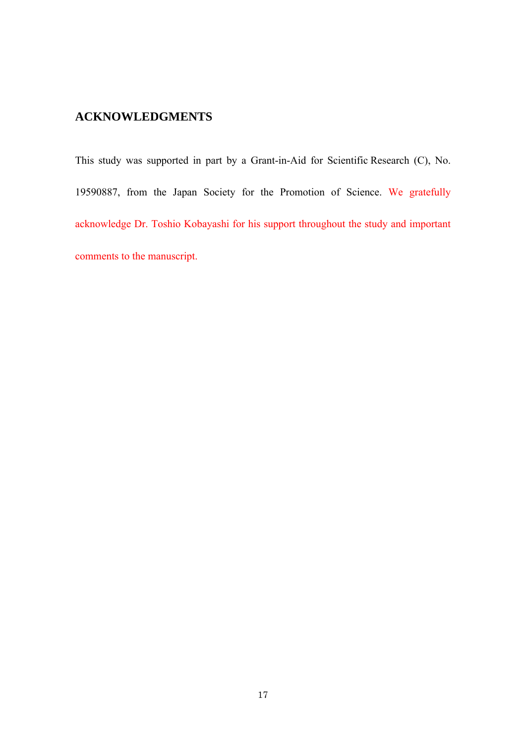## ACKNOWLEDGMENTS

This study was supported in part by a Grant-in-Aid for Scientific Research (C), No. 19590887, from the Japan Society for the Promotion of Science. We gratefully acknowledge Dr. Toshio Kobayashi for his support throughout the study and important comments to the manuscript.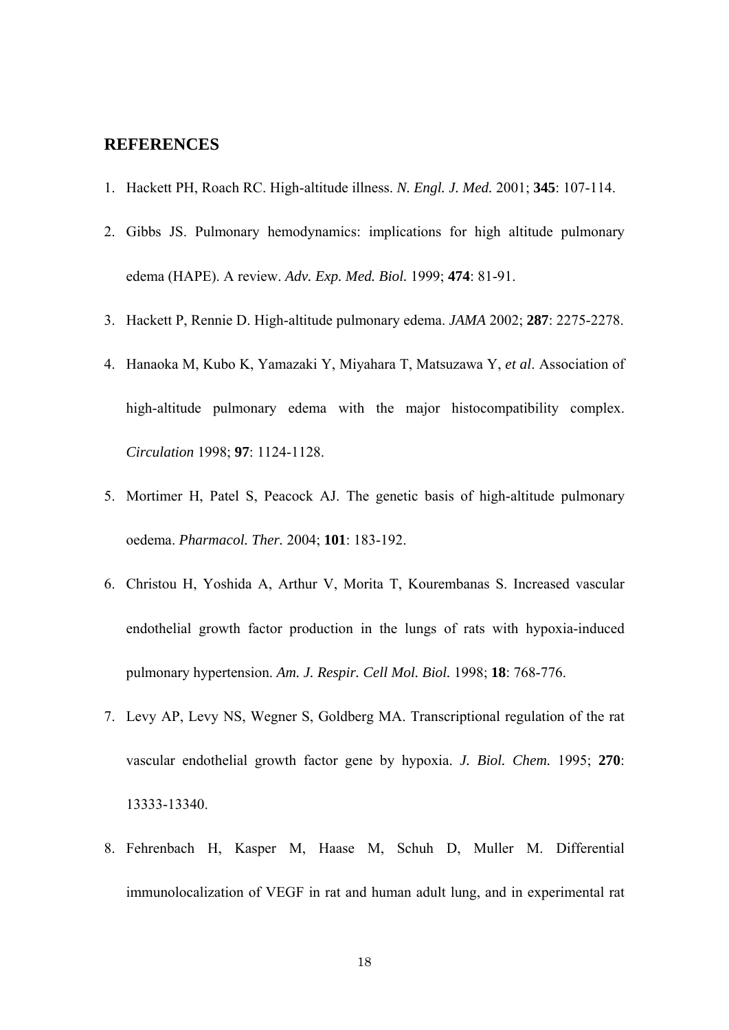## REFERENCES

1. Hackett PH, Roach RC. High-altitude illness. *N. Engl. J. Med.* 2001; **345**: 107-114.
2. Gibbs JS. Pulmonary hemodynamics: implications for high altitude pulmonary edema (HAPE). A review. *Adv. Exp. Med. Biol.* 1999; **474**: 81-91.
3. Hackett P, Rennie D. High-altitude pulmonary edema. *JAMA* 2002; **287**: 2275-2278.
4. Hanaoka M, Kubo K, Yamazaki Y, Miyahara T, Matsuzawa Y, *et al*. Association of high-altitude pulmonary edema with the major histocompatibility complex. *Circulation* 1998; **97**: 1124-1128.
5. Mortimer H, Patel S, Peacock AJ. The genetic basis of high-altitude pulmonary oedema. *Pharmacol. Ther.* 2004; **101**: 183-192.
6. Christou H, Yoshida A, Arthur V, Morita T, Kourembanas S. Increased vascular endothelial growth factor production in the lungs of rats with hypoxia-induced pulmonary hypertension. *Am. J. Respir. Cell Mol. Biol.* 1998; **18**: 768-776.
7. Levy AP, Levy NS, Wegner S, Goldberg MA. Transcriptional regulation of the rat vascular endothelial growth factor gene by hypoxia. *J. Biol. Chem.* 1995; **270**: 13333-13340.
8. Fehrenbach H, Kasper M, Haase M, Schuh D, Muller M. Differential immunolocalization of VEGF in rat and human adult lung, and in experimental rat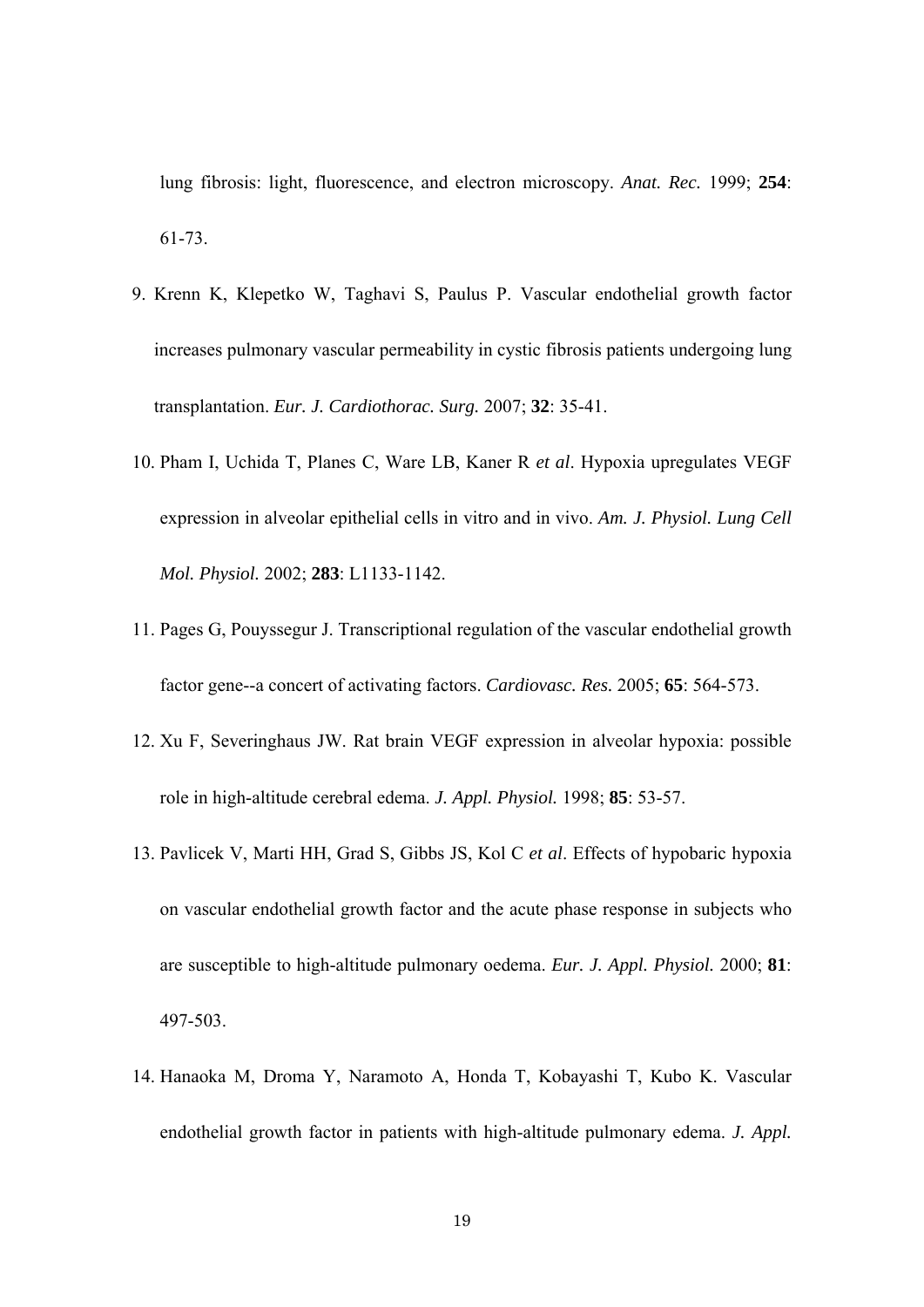lung fibrosis: light, fluorescence, and electron microscopy. *Anat. Rec.* 1999; **254**: 61-73.

9. Krenn K, Klepetko W, Taghavi S, Paulus P. Vascular endothelial growth factor increases pulmonary vascular permeability in cystic fibrosis patients undergoing lung transplantation. *Eur. J. Cardiothorac. Surg.* 2007; **32**: 35-41.
10. Pham I, Uchida T, Planes C, Ware LB, Kaner R *et al*. Hypoxia upregulates VEGF expression in alveolar epithelial cells in vitro and in vivo. *Am. J. Physiol. Lung Cell Mol. Physiol.* 2002; **283**: L1133-1142.
11. Pages G, Pouyssegur J. Transcriptional regulation of the vascular endothelial growth factor gene--a concert of activating factors. *Cardiovasc. Res.* 2005; **65**: 564-573.
12. Xu F, Severinghaus JW. Rat brain VEGF expression in alveolar hypoxia: possible role in high-altitude cerebral edema. *J. Appl. Physiol.* 1998; **85**: 53-57.
13. Pavlicek V, Marti HH, Grad S, Gibbs JS, Kol C *et al*. Effects of hypobaric hypoxia on vascular endothelial growth factor and the acute phase response in subjects who are susceptible to high-altitude pulmonary oedema. *Eur. J. Appl. Physiol.* 2000; **81**: 497-503.
14. Hanaoka M, Droma Y, Naramoto A, Honda T, Kobayashi T, Kubo K. Vascular endothelial growth factor in patients with high-altitude pulmonary edema. *J. Appl.*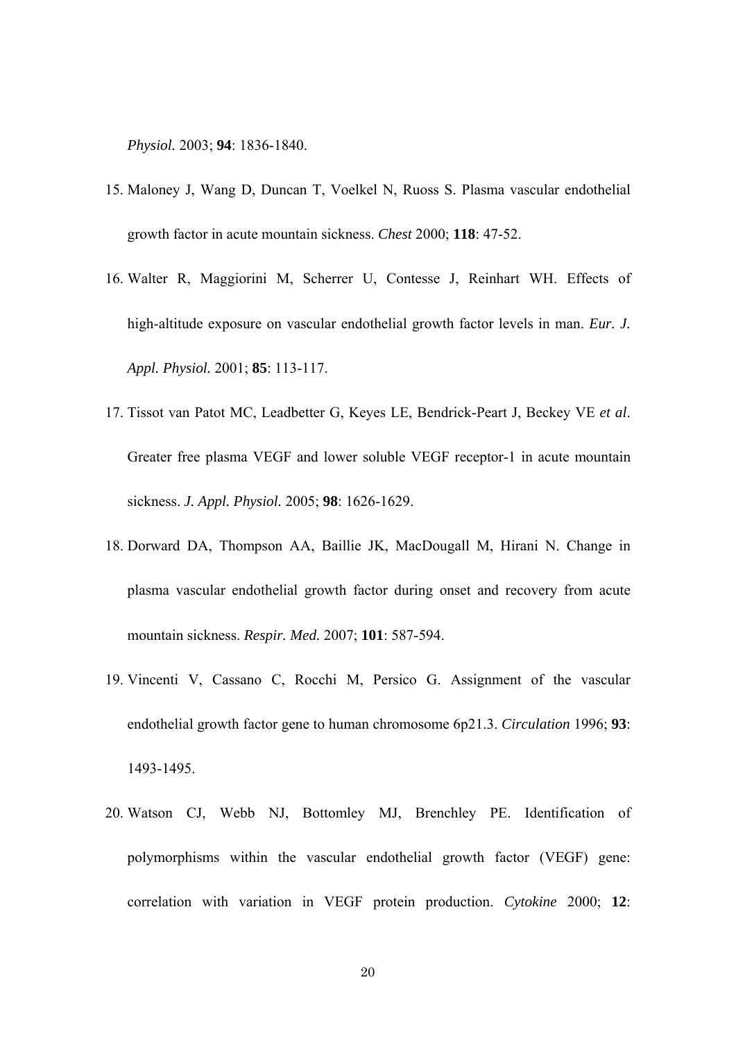*Physiol.* 2003; **94**: 1836-1840.

15. Maloney J, Wang D, Duncan T, Voelkel N, Ruoss S. Plasma vascular endothelial growth factor in acute mountain sickness. *Chest* 2000; **118**: 47-52.

16. Walter R, Maggiorini M, Scherrer U, Contesse J, Reinhart WH. Effects of high-altitude exposure on vascular endothelial growth factor levels in man. *Eur. J. Appl. Physiol.* 2001; **85**: 113-117.

17. Tissot van Patot MC, Leadbetter G, Keyes LE, Bendrick-Peart J, Beckey VE *et al*. Greater free plasma VEGF and lower soluble VEGF receptor-1 in acute mountain sickness. *J. Appl. Physiol.* 2005; **98**: 1626-1629.

18. Dorward DA, Thompson AA, Baillie JK, MacDougall M, Hirani N. Change in plasma vascular endothelial growth factor during onset and recovery from acute mountain sickness. *Respir. Med.* 2007; **101**: 587-594.

19. Vincenti V, Cassano C, Rocchi M, Persico G. Assignment of the vascular endothelial growth factor gene to human chromosome 6p21.3. *Circulation* 1996; **93**: 1493-1495.

20. Watson CJ, Webb NJ, Bottomley MJ, Brenchley PE. Identification of polymorphisms within the vascular endothelial growth factor (VEGF) gene: correlation with variation in VEGF protein production. *Cytokine* 2000; **12**: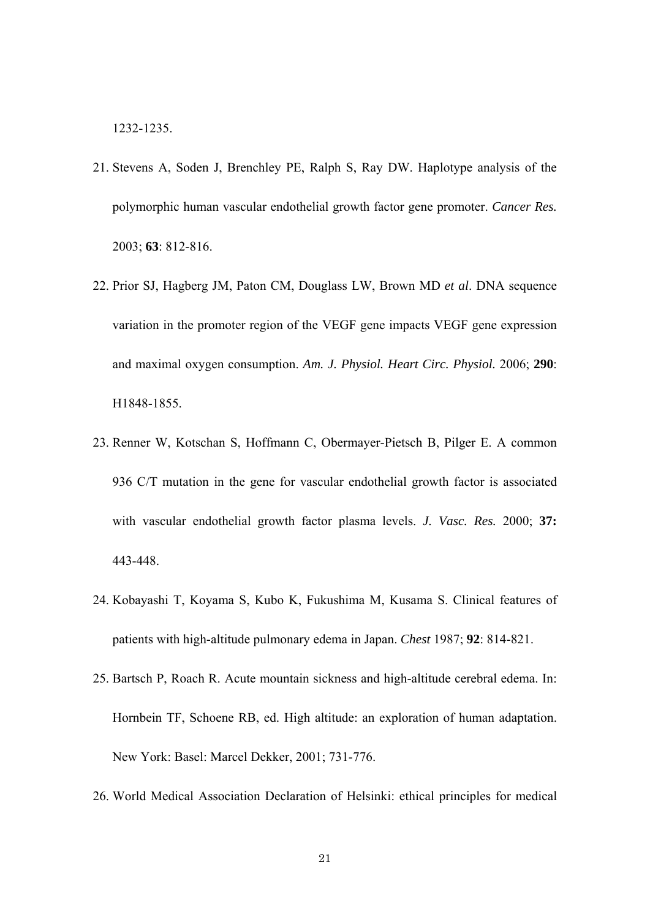1232-1235.

21. Stevens A, Soden J, Brenchley PE, Ralph S, Ray DW. Haplotype analysis of the polymorphic human vascular endothelial growth factor gene promoter. *Cancer Res.* 2003; **63**: 812-816.

22. Prior SJ, Hagberg JM, Paton CM, Douglass LW, Brown MD *et al*. DNA sequence variation in the promoter region of the VEGF gene impacts VEGF gene expression and maximal oxygen consumption. *Am. J. Physiol. Heart Circ. Physiol.* 2006; **290**: H1848-1855.

23. Renner W, Kotschan S, Hoffmann C, Obermayer-Pietsch B, Pilger E. A common 936 C/T mutation in the gene for vascular endothelial growth factor is associated with vascular endothelial growth factor plasma levels. *J. Vasc. Res.* 2000; **37:** 443-448.

24. Kobayashi T, Koyama S, Kubo K, Fukushima M, Kusama S. Clinical features of patients with high-altitude pulmonary edema in Japan. *Chest* 1987; **92**: 814-821.

25. Bartsch P, Roach R. Acute mountain sickness and high-altitude cerebral edema. In: Hornbein TF, Schoene RB, ed. High altitude: an exploration of human adaptation. New York: Basel: Marcel Dekker, 2001; 731-776.

26. World Medical Association Declaration of Helsinki: ethical principles for medical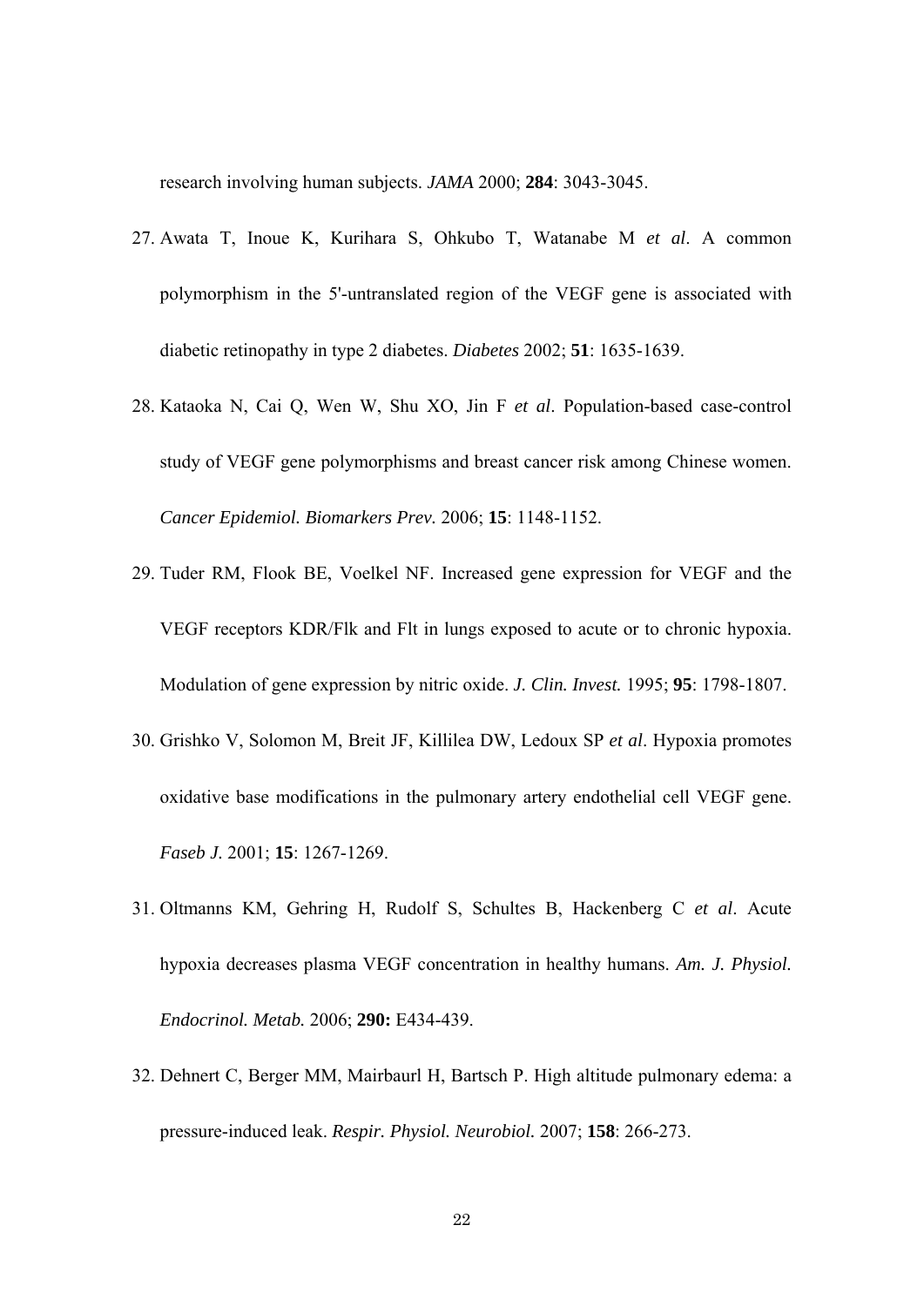research involving human subjects. *JAMA* 2000; **284**: 3043-3045.

27. Awata T, Inoue K, Kurihara S, Ohkubo T, Watanabe M *et al*. A common polymorphism in the 5'-untranslated region of the VEGF gene is associated with diabetic retinopathy in type 2 diabetes. *Diabetes* 2002; **51**: 1635-1639.

28. Kataoka N, Cai Q, Wen W, Shu XO, Jin F *et al*. Population-based case-control study of VEGF gene polymorphisms and breast cancer risk among Chinese women. *Cancer Epidemiol. Biomarkers Prev.* 2006; **15**: 1148-1152.

29. Tuder RM, Flook BE, Voelkel NF. Increased gene expression for VEGF and the VEGF receptors KDR/Flk and Flt in lungs exposed to acute or to chronic hypoxia. Modulation of gene expression by nitric oxide. *J. Clin. Invest.* 1995; **95**: 1798-1807.

30. Grishko V, Solomon M, Breit JF, Killilea DW, Ledoux SP *et al*. Hypoxia promotes oxidative base modifications in the pulmonary artery endothelial cell VEGF gene. *Faseb J.* 2001; **15**: 1267-1269.

31. Oltmanns KM, Gehring H, Rudolf S, Schultes B, Hackenberg C *et al*. Acute hypoxia decreases plasma VEGF concentration in healthy humans. *Am. J. Physiol. Endocrinol. Metab.* 2006; **290:** E434-439.

32. Dehnert C, Berger MM, Mairbaurl H, Bartsch P. High altitude pulmonary edema: a pressure-induced leak. *Respir. Physiol. Neurobiol.* 2007; **158**: 266-273.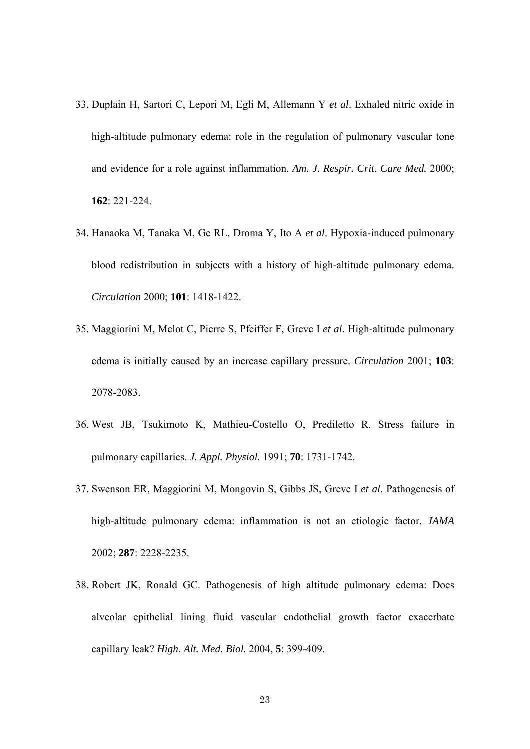33. Duplain H, Sartori C, Lepori M, Egli M, Allemann Y *et al*. Exhaled nitric oxide in high-altitude pulmonary edema: role in the regulation of pulmonary vascular tone and evidence for a role against inflammation. *Am. J. Respir. Crit. Care Med.* 2000; **162**: 221-224.

34. Hanaoka M, Tanaka M, Ge RL, Droma Y, Ito A *et al*. Hypoxia-induced pulmonary blood redistribution in subjects with a history of high-altitude pulmonary edema. *Circulation* 2000; **101**: 1418-1422.

35. Maggiorini M, Melot C, Pierre S, Pfeiffer F, Greve I *et al*. High-altitude pulmonary edema is initially caused by an increase capillary pressure. *Circulation* 2001; **103**: 2078-2083.

36. West JB, Tsukimoto K, Mathieu-Costello O, Prediletto R. Stress failure in pulmonary capillaries. *J. Appl. Physiol.* 1991; **70**: 1731-1742.

37. Swenson ER, Maggiorini M, Mongovin S, Gibbs JS, Greve I *et al*. Pathogenesis of high-altitude pulmonary edema: inflammation is not an etiologic factor. *JAMA* 2002; **287**: 2228-2235.

38. Robert JK, Ronald GC. Pathogenesis of high altitude pulmonary edema: Does alveolar epithelial lining fluid vascular endothelial growth factor exacerbate capillary leak? *High. Alt. Med. Biol.* 2004, **5**: 399-409.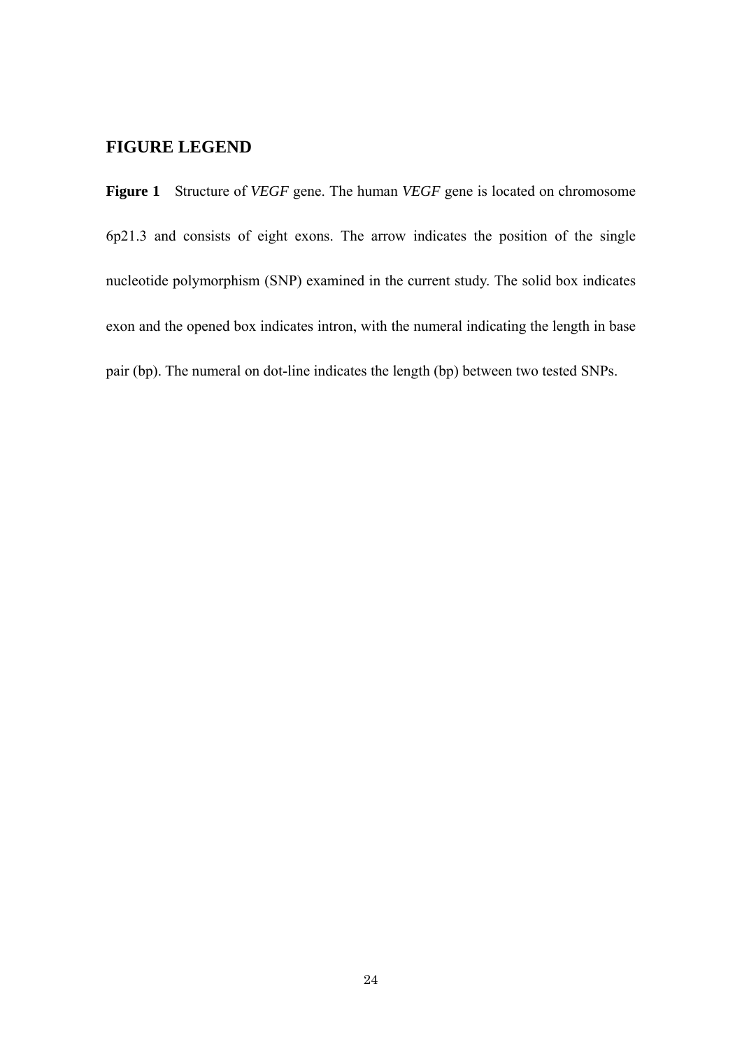## FIGURE LEGEND

**Figure 1** Structure of *VEGF* gene. The human *VEGF* gene is located on chromosome 6p21.3 and consists of eight exons. The arrow indicates the position of the single nucleotide polymorphism (SNP) examined in the current study. The solid box indicates exon and the opened box indicates intron, with the numeral indicating the length in base pair (bp). The numeral on dot-line indicates the length (bp) between two tested SNPs.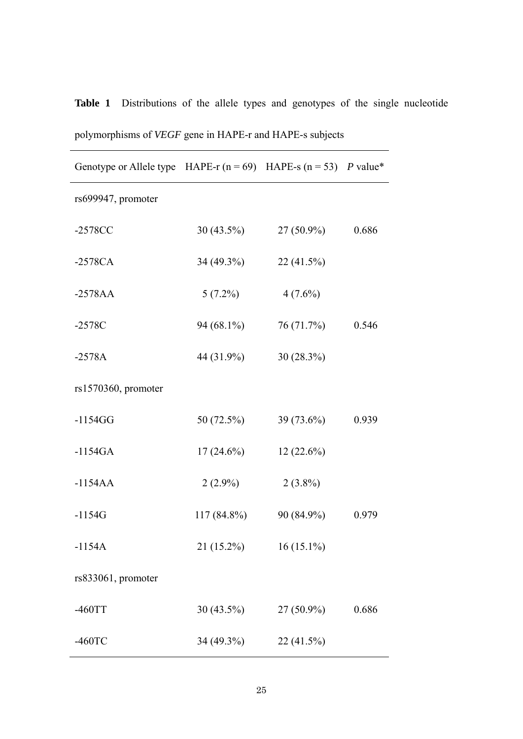**Table 1** Distributions of the allele types and genotypes of the single nucleotide polymorphisms of *VEGF* gene in HAPE-r and HAPE-s subjects

| Genotype or Allele type | HAPE-r (n = 69) | HAPE-s (n = 53) | *P* value* |
|---|---|---|---|
| rs699947, promoter | | | |
| -2578CC | 30 (43.5%) | 27 (50.9%) | 0.686 |
| -2578CA | 34 (49.3%) | 22 (41.5%) | |
| -2578AA | 5 (7.2%) | 4 (7.6%) | |
| -2578C | 94 (68.1%) | 76 (71.7%) | 0.546 |
| -2578A | 44 (31.9%) | 30 (28.3%) | |
| rs1570360, promoter | | | |
| -1154GG | 50 (72.5%) | 39 (73.6%) | 0.939 |
| -1154GA | 17 (24.6%) | 12 (22.6%) | |
| -1154AA | 2 (2.9%) | 2 (3.8%) | |
| -1154G | 117 (84.8%) | 90 (84.9%) | 0.979 |
| -1154A | 21 (15.2%) | 16 (15.1%) | |
| rs833061, promoter | | | |
| -460TT | 30 (43.5%) | 27 (50.9%) | 0.686 |
| -460TC | 34 (49.3%) | 22 (41.5%) | |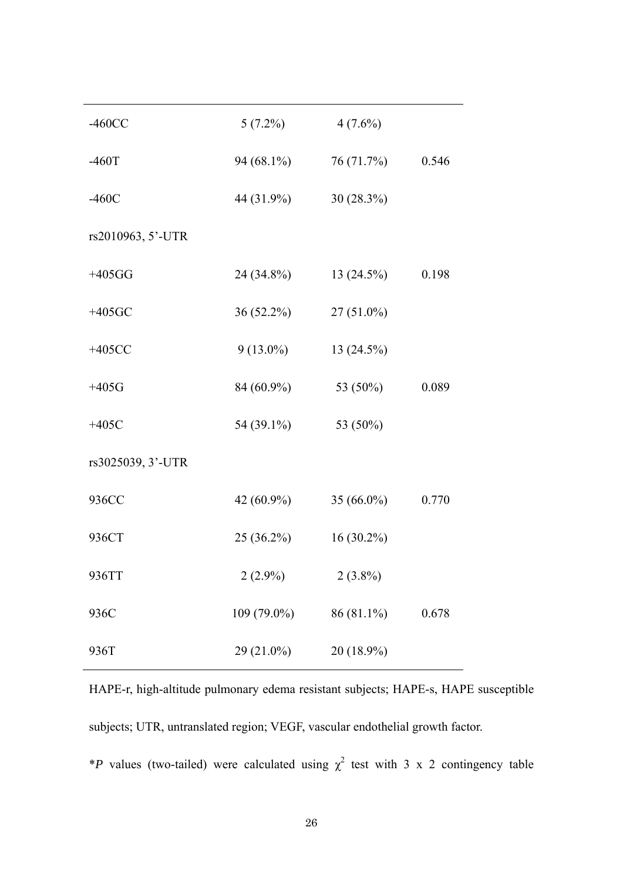| | | | |
|---|---|---|---|
| -460CC | 5 (7.2%) | 4 (7.6%) | |
| -460T | 94 (68.1%) | 76 (71.7%) | 0.546 |
| -460C | 44 (31.9%) | 30 (28.3%) | |
| rs2010963, 5'-UTR | | | |
| +405GG | 24 (34.8%) | 13 (24.5%) | 0.198 |
| +405GC | 36 (52.2%) | 27 (51.0%) | |
| +405CC | 9 (13.0%) | 13 (24.5%) | |
| +405G | 84 (60.9%) | 53 (50%) | 0.089 |
| +405C | 54 (39.1%) | 53 (50%) | |
| rs3025039, 3'-UTR | | | |
| 936CC | 42 (60.9%) | 35 (66.0%) | 0.770 |
| 936CT | 25 (36.2%) | 16 (30.2%) | |
| 936TT | 2 (2.9%) | 2 (3.8%) | |
| 936C | 109 (79.0%) | 86 (81.1%) | 0.678 |
| 936T | 29 (21.0%) | 20 (18.9%) | |

HAPE-r, high-altitude pulmonary edema resistant subjects; HAPE-s, HAPE susceptible subjects; UTR, untranslated region; VEGF, vascular endothelial growth factor.

**P* values (two-tailed) were calculated using $\chi^2$ test with 3 x 2 contingency table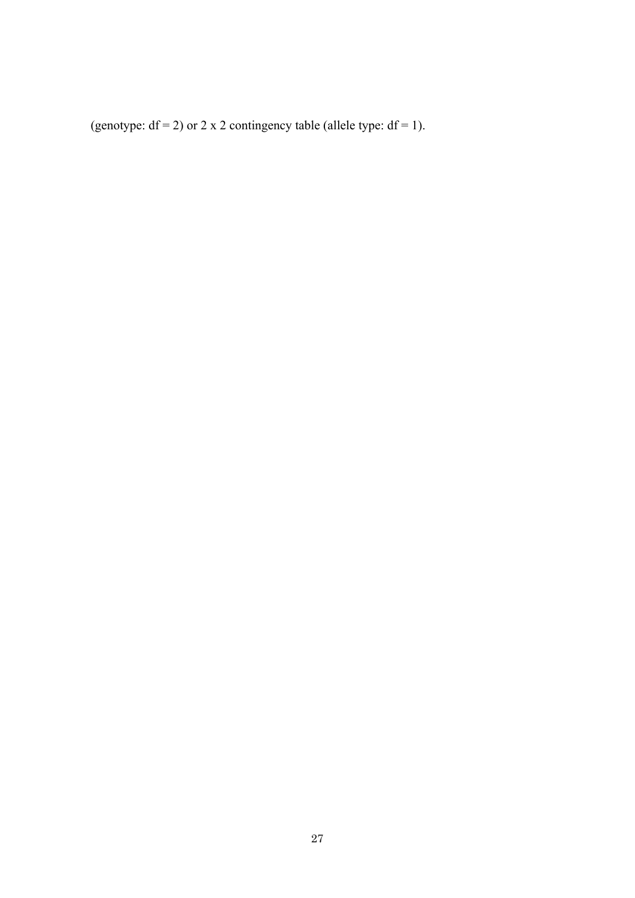(genotype: df = 2) or 2 x 2 contingency table (allele type: df = 1).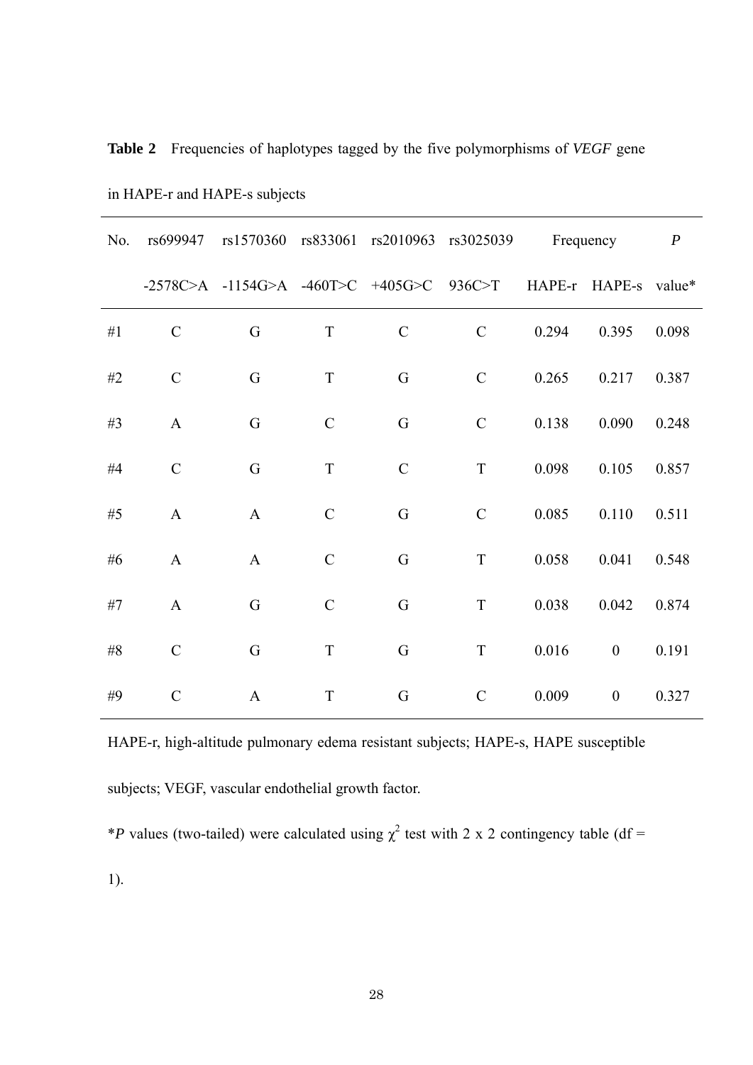**Table 2** Frequencies of haplotypes tagged by the five polymorphisms of *VEGF* gene in HAPE-r and HAPE-s subjects

| No. | rs699947 | rs1570360 | rs833061 | rs2010963 | rs3025039 | Frequency | | *P* |
|---|---|---|---|---|---|---|---|---|
| | -2578C>A | -1154G>A | -460T>C | +405G>C | 936C>T | HAPE-r | HAPE-s | value* |
| #1 | C | G | T | C | C | 0.294 | 0.395 | 0.098 |
| #2 | C | G | T | G | C | 0.265 | 0.217 | 0.387 |
| #3 | A | G | C | G | C | 0.138 | 0.090 | 0.248 |
| #4 | C | G | T | C | T | 0.098 | 0.105 | 0.857 |
| #5 | A | A | C | G | C | 0.085 | 0.110 | 0.511 |
| #6 | A | A | C | G | T | 0.058 | 0.041 | 0.548 |
| #7 | A | G | C | G | T | 0.038 | 0.042 | 0.874 |
| #8 | C | G | T | G | T | 0.016 | 0 | 0.191 |
| #9 | C | A | T | G | C | 0.009 | 0 | 0.327 |

HAPE-r, high-altitude pulmonary edema resistant subjects; HAPE-s, HAPE susceptible subjects; VEGF, vascular endothelial growth factor.

**P* values (two-tailed) were calculated using $\chi^2$ test with 2 x 2 contingency table (df = 1).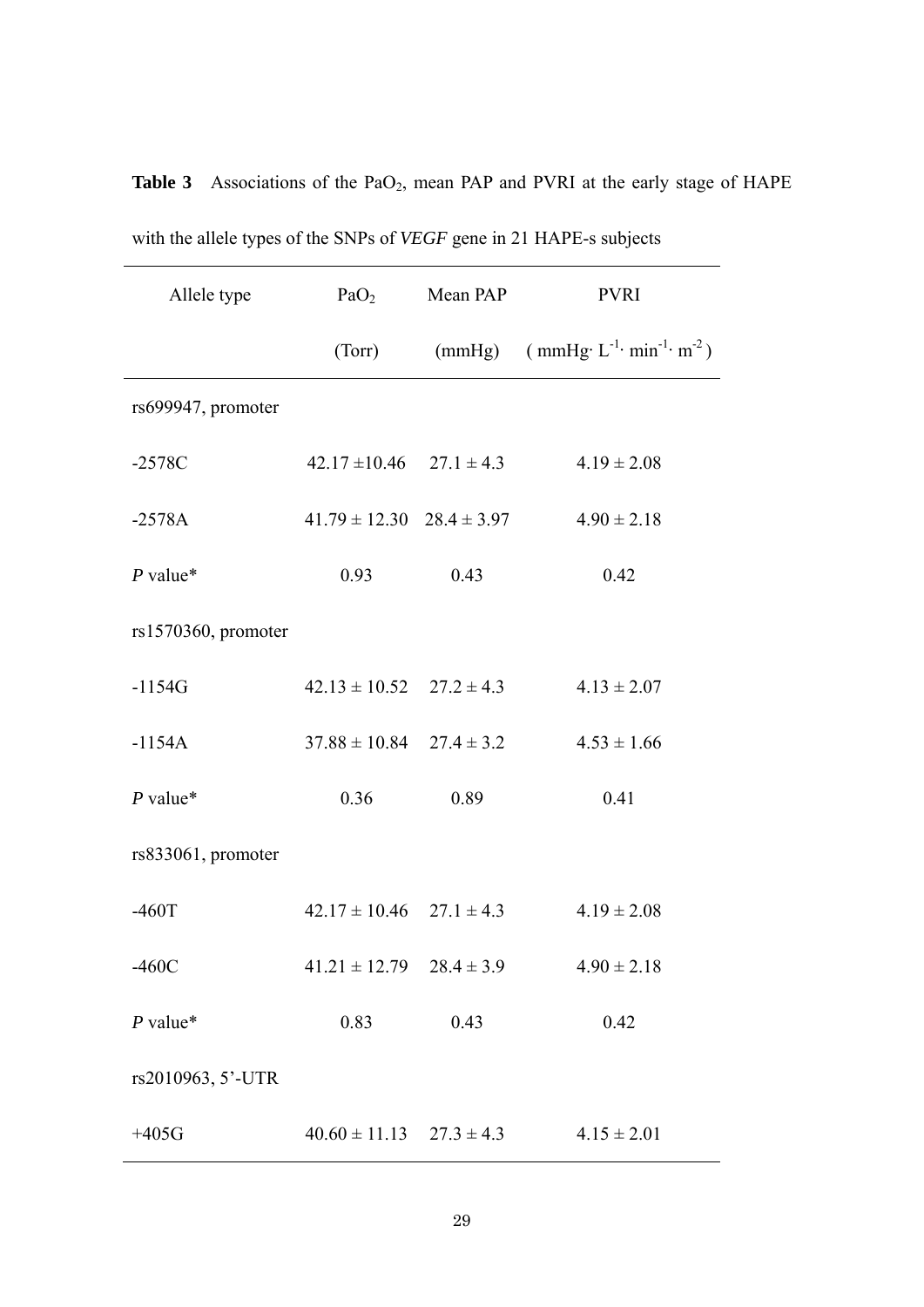**Table 3** Associations of the $PaO_2$, mean PAP and PVRI at the early stage of HAPE with the allele types of the SNPs of *VEGF* gene in 21 HAPE-s subjects

| Allele type | $PaO_2$ (Torr) | Mean PAP (mmHg) | PVRI ( $mmHg \cdot L^{-1} \cdot min^{-1} \cdot m^{-2}$ ) |
|---|---|---|---|
| rs699947, promoter | | | |
| -2578C | 42.17 ±10.46 | 27.1 ± 4.3 | 4.19 ± 2.08 |
| -2578A | 41.79 ± 12.30 | 28.4 ± 3.97 | 4.90 ± 2.18 |
| *P* value* | 0.93 | 0.43 | 0.42 |
| rs1570360, promoter | | | |
| -1154G | 42.13 ± 10.52 | 27.2 ± 4.3 | 4.13 ± 2.07 |
| -1154A | 37.88 ± 10.84 | 27.4 ± 3.2 | 4.53 ± 1.66 |
| *P* value* | 0.36 | 0.89 | 0.41 |
| rs833061, promoter | | | |
| -460T | 42.17 ± 10.46 | 27.1 ± 4.3 | 4.19 ± 2.08 |
| -460C | 41.21 ± 12.79 | 28.4 ± 3.9 | 4.90 ± 2.18 |
| *P* value* | 0.83 | 0.43 | 0.42 |
| rs2010963, 5'-UTR | | | |
| +405G | 40.60 ± 11.13 | 27.3 ± 4.3 | 4.15 ± 2.01 |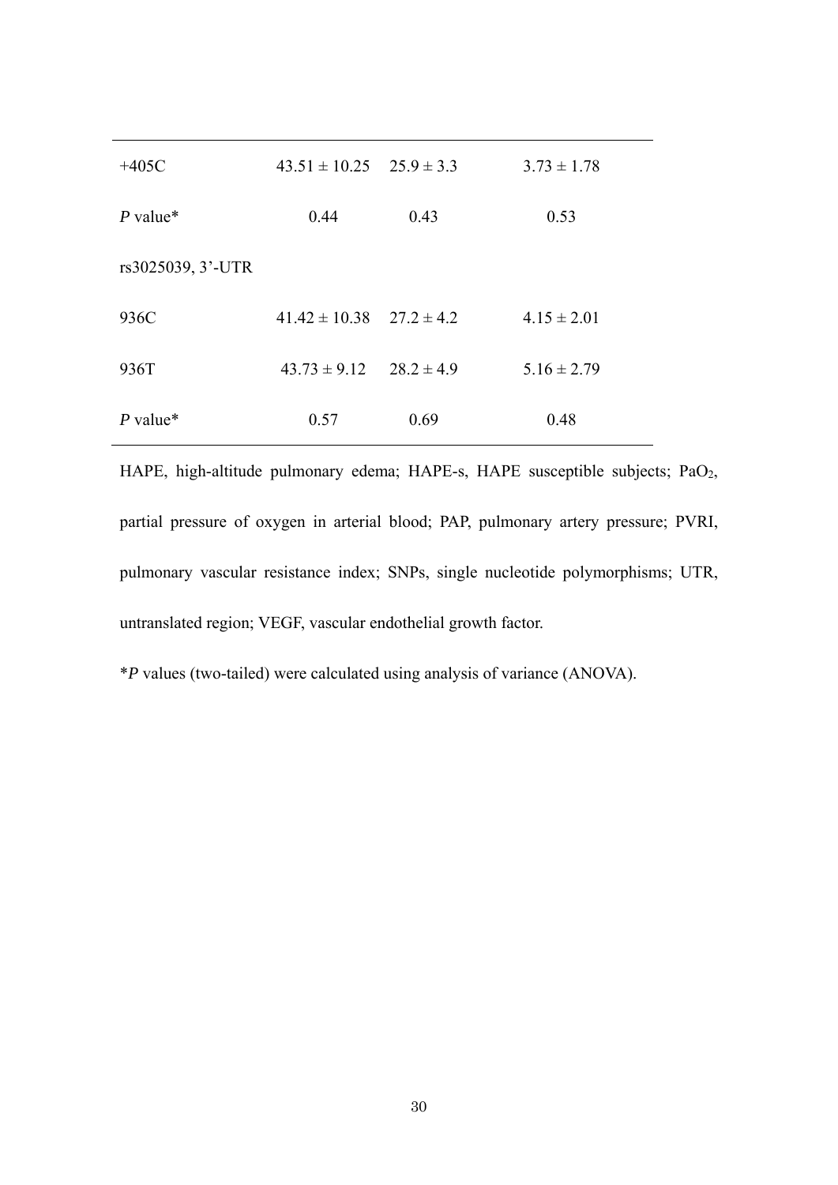| | | | |
|---|---|---|---|
| +405C | 43.51 ± 10.25 | 25.9 ± 3.3 | 3.73 ± 1.78 |
| *P* value* | 0.44 | 0.43 | 0.53 |
| rs3025039, 3'-UTR | | | |
| 936C | 41.42 ± 10.38 | 27.2 ± 4.2 | 4.15 ± 2.01 |
| 936T | 43.73 ± 9.12 | 28.2 ± 4.9 | 5.16 ± 2.79 |
| *P* value* | 0.57 | 0.69 | 0.48 |

HAPE, high-altitude pulmonary edema; HAPE-s, HAPE susceptible subjects; $PaO_2$, partial pressure of oxygen in arterial blood; PAP, pulmonary artery pressure; PVRI, pulmonary vascular resistance index; SNPs, single nucleotide polymorphisms; UTR, untranslated region; VEGF, vascular endothelial growth factor.

**P* values (two-tailed) were calculated using analysis of variance (ANOVA).